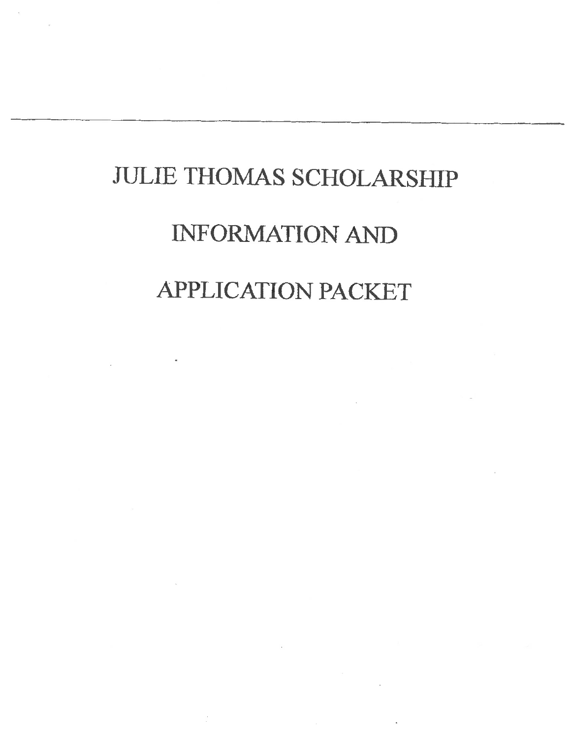# JULIE THOMAS SCHOLARSHIP

# INFORMATION AND

# APPLICATION PACKET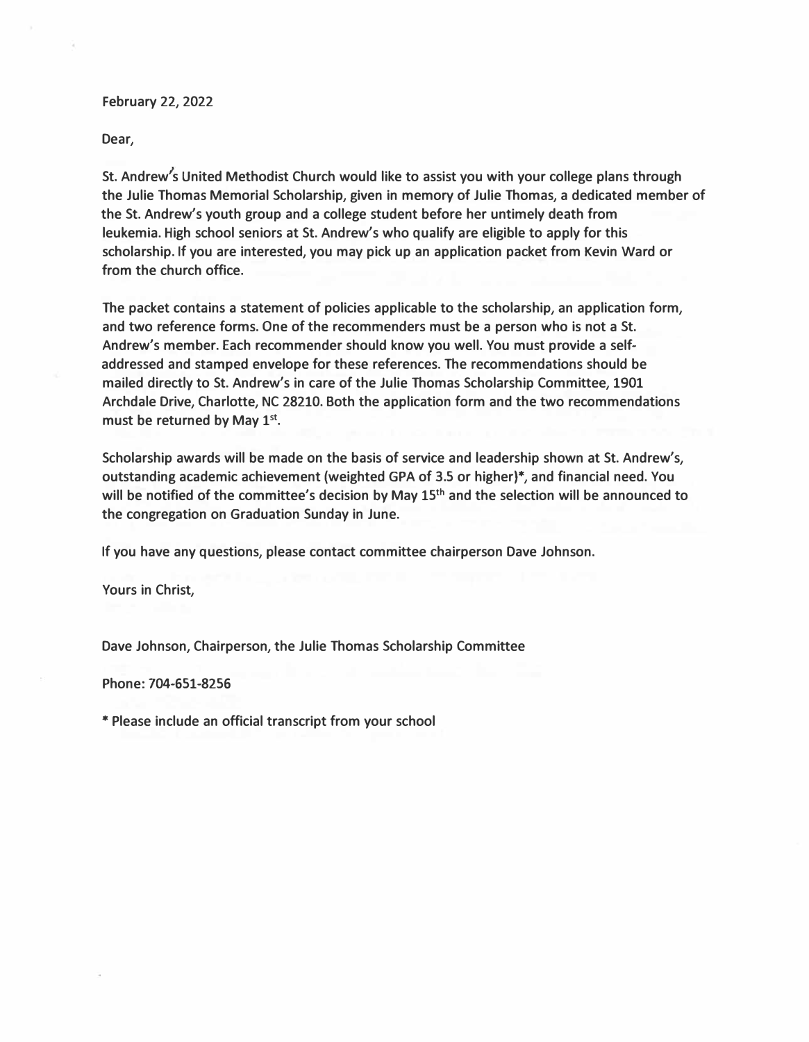February 22, 2022

Dear,

St. Andrew's United Methodist Church would like to assist you with your college plans through the Julie Thomas Memorial Scholarship, given in memory of Julie Thomas, a dedicated member of the St. Andrew's youth group and a college student before her untimely death from leukemia. High school seniors at St. Andrew's who qualify are eligible to apply for this scholarship. If you are interested, you may pick up an application packet from Kevin Ward or from the church office.

The packet contains a statement of policies applicable to the scholarship, an application form, and two reference forms. One of the recommenders must be a person who is not a St. Andrew's member. Each recommender should know you well. You must provide a self-addressed and stamped envelope for these references. The recommendations should be mailed directly to St. Andrew's in care of the Julie Thomas Scholarship Committee, 1901 Archdale Drive, Charlotte, NC 28210. Both the application form and the two recommendations must be returned by May 1st.

Scholarship awards will be made on the basis of service and leadership shown at St. Andrew's, outstanding academic achievement (weighted GPA of 3.5 or higher)*, and financial need. You will be notified of the committee's decision by May 15th and the selection will be announced to the congregation on Graduation Sunday in June.

If you have any questions, please contact committee chairperson Dave Johnson.

Yours in Christ,

Dave Johnson, Chairperson, the Julie Thomas Scholarship Committee

Phone: 704-651-8256

* Please include an official transcript from your school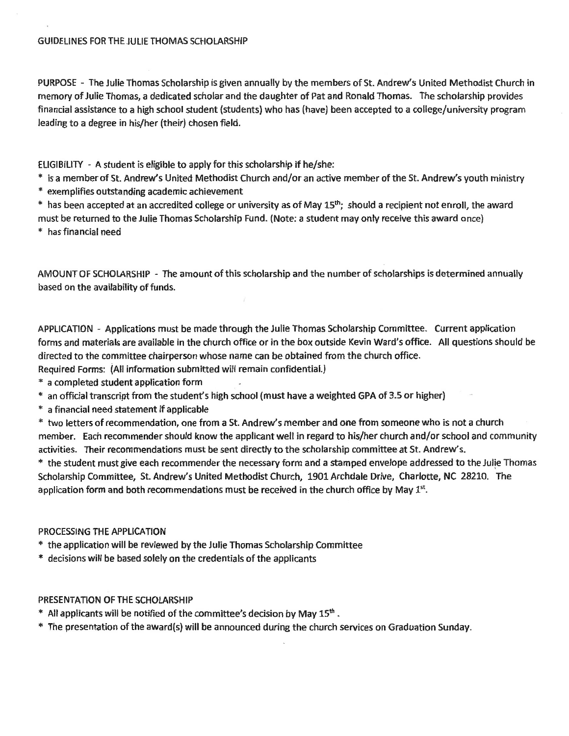# GUIDELINES FOR THE JULIE THOMAS SCHOLARSHIP

PURPOSE - The Julie Thomas Scholarship is given annually by the members of St. Andrew's United Methodist Church in memory of Julie Thomas, a dedicated scholar and the daughter of Pat and Ronald Thomas. The scholarship provides financial assistance to a high school student (students) who has (have) been accepted to a college/university program leading to a degree in his/her (their) chosen field.

ELIGIBILITY - A student is eligible to apply for this scholarship if he/she:

* is a member of St. Andrew's United Methodist Church and/or an active member of the St. Andrew's youth ministry
* exemplifies outstanding academic achievement
* has been accepted at an accredited college or university as of May 15th; should a recipient not enroll, the award must be returned to the Julie Thomas Scholarship Fund. (Note: a student may only receive this award once)
* has financial need

AMOUNT OF SCHOLARSHIP - The amount of this scholarship and the number of scholarships is determined annually based on the availability of funds.

APPLICATION - Applications must be made through the Julie Thomas Scholarship Committee. Current application forms and materials are available in the church office or in the box outside Kevin Ward's office. All questions should be directed to the committee chairperson whose name can be obtained from the church office.

Required Forms: (All information submitted will remain confidential.)

* a completed student application form
* an official transcript from the student's high school (must have a weighted GPA of 3.5 or higher)
* a financial need statement if applicable
* two letters of recommendation, one from a St. Andrew's member and one from someone who is not a church member. Each recommender should know the applicant well in regard to his/her church and/or school and community activities. Their recommendations must be sent directly to the scholarship committee at St. Andrew's.
* the student must give each recommender the necessary form and a stamped envelope addressed to the Julie Thomas Scholarship Committee, St. Andrew's United Methodist Church, 1901 Archdale Drive, Charlotte, NC 28210. The application form and both recommendations must be received in the church office by May 1st.

PROCESSING THE APPLICATION

* the application will be reviewed by the Julie Thomas Scholarship Committee
* decisions will be based solely on the credentials of the applicants

PRESENTATION OF THE SCHOLARSHIP

* All applicants will be notified of the committee's decision by May 15th.
* The presentation of the award(s) will be announced during the church services on Graduation Sunday.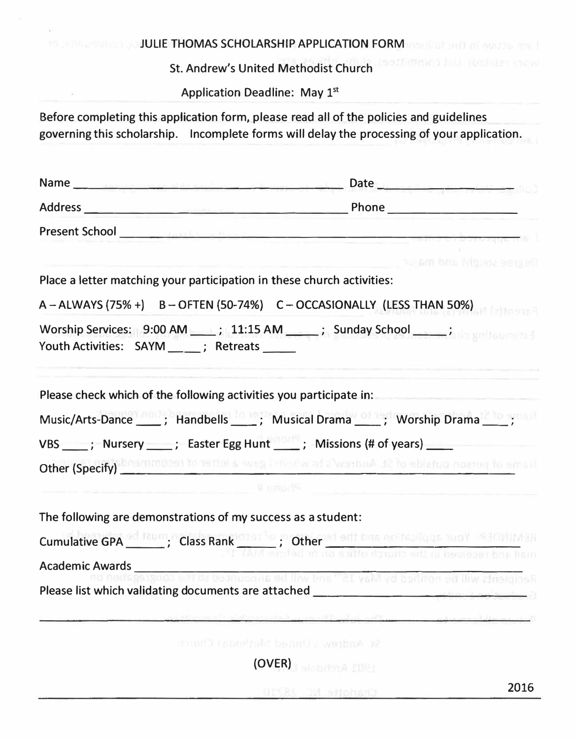# JULIE THOMAS SCHOLARSHIP APPLICATION FORM

St. Andrew's United Methodist Church

Application Deadline: May 1st

Before completing this application form, please read all of the policies and guidelines governing this scholarship. Incomplete forms will delay the processing of your application.

Name ______________________________________ Date ____________

Address ______________________________________ Phone ____________________

Present School ______________________________________________________

Place a letter matching your participation in these church activities:

A – ALWAYS (75% +)  B – OFTEN (50-74%)  C – OCCASIONALLY (LESS THAN 50%)

Worship Services: 9:00 AM ____; 11:15 AM _____; Sunday School _____;
Youth Activities: SAYM _____; Retreats _____

Please check which of the following activities you participate in:

Music/Arts-Dance ____; Handbells ____; Musical Drama ____; Worship Drama ____;

VBS ____; Nursery ____; Easter Egg Hunt ____; Missions (# of years) ____

Other (Specify) ______________________________________________________

The following are demonstrations of my success as a student:

Cumulative GPA ______; Class Rank _______; Other ______________________

Academic Awards ______________________________________________________

Please list which validating documents are attached ______________________

______________________________________________________________________

(OVER)

2016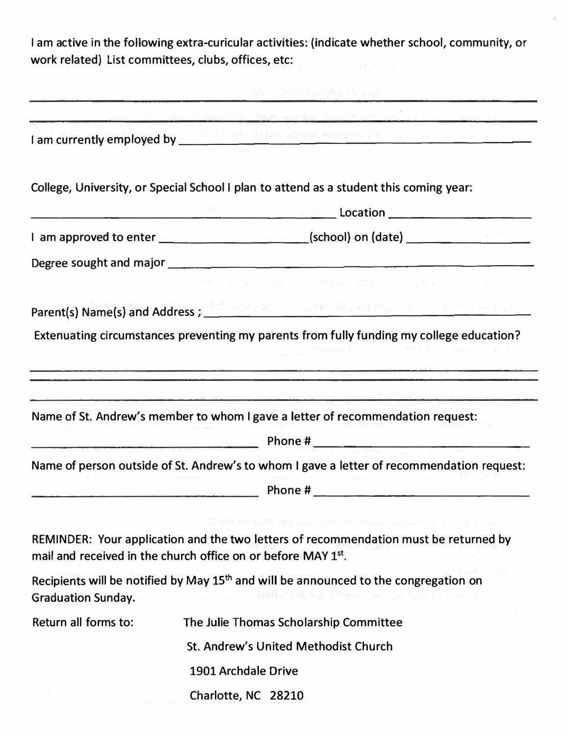I am active in the following extra-curicular activities: (indicate whether school, community, or work related) List committees, clubs, offices, etc:

______________________________________________________________________________

______________________________________________________________________________

I am currently employed by ______________________________________________________

College, University, or Special School I plan to attend as a student this coming year:

______________________________________________ Location ____________________

I am approved to enter _______________________(school) on (date) _________________

Degree sought and major ___________________________________________________

Parent(s) Name(s) and Address ; _______________________________________________

Extenuating circumstances preventing my parents from fully funding my college education?

______________________________________________________________________________

______________________________________________________________________________

______________________________________________________________________________

Name of St. Andrew's member to whom I gave a letter of recommendation request:

________________________________ Phone # ______________________________

Name of person outside of St. Andrew's to whom I gave a letter of recommendation request:

________________________________ Phone # ______________________________

REMINDER: Your application and the two letters of recommendation must be returned by mail and received in the church office on or before MAY 1st.

Recipients will be notified by May 15th and will be announced to the congregation on Graduation Sunday.

Return all forms to:

The Julie Thomas Scholarship Committee
St. Andrew's United Methodist Church
1901 Archdale Drive
Charlotte, NC 28210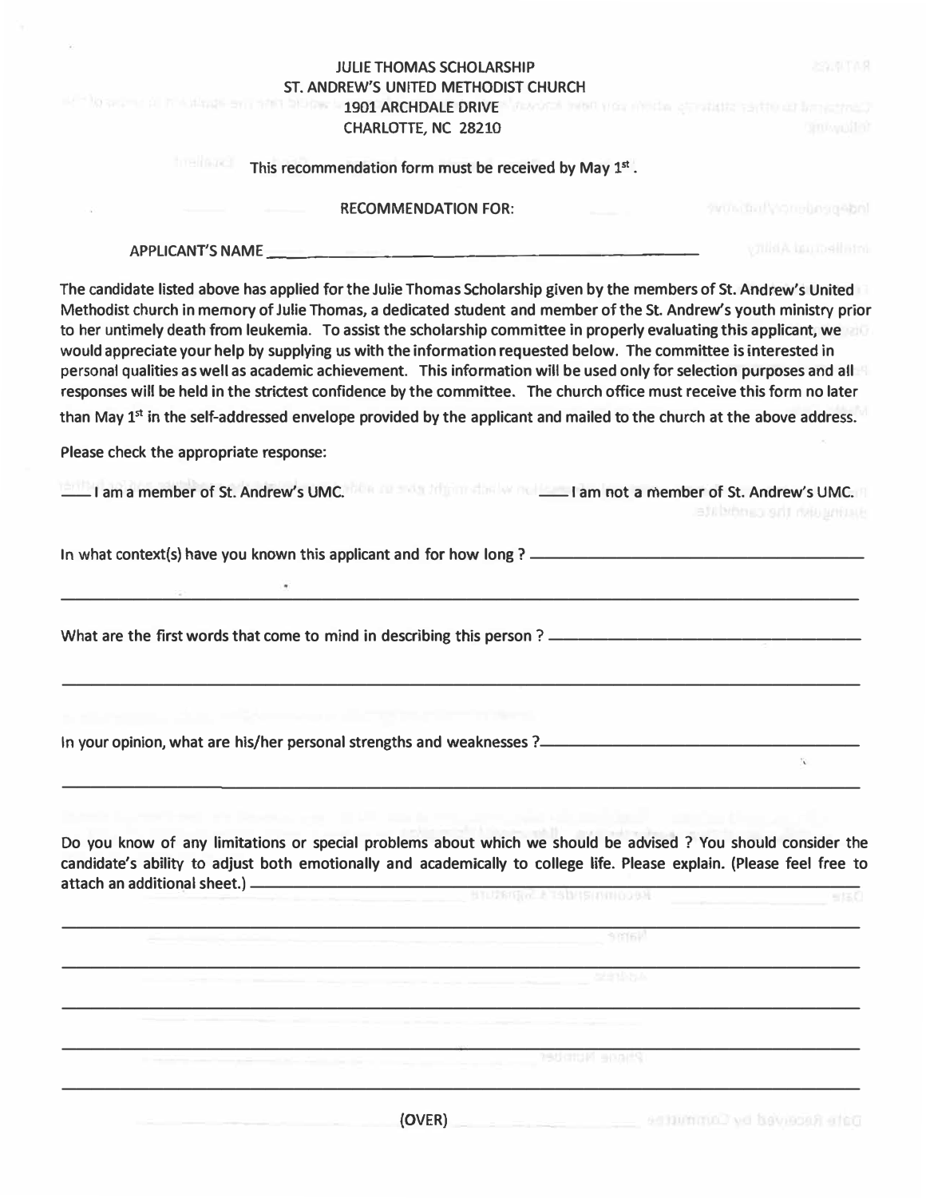JULIE THOMAS SCHOLARSHIP
ST. ANDREW'S UNITED METHODIST CHURCH
1901 ARCHDALE DRIVE
CHARLOTTE, NC 28210

**This recommendation form must be received by May 1st.**

RECOMMENDATION FOR:

APPLICANT'S NAME ________________________________________________

The candidate listed above has applied for the Julie Thomas Scholarship given by the members of St. Andrew's United Methodist church in memory of Julie Thomas, a dedicated student and member of the St. Andrew's youth ministry prior to her untimely death from leukemia. To assist the scholarship committee in properly evaluating this applicant, we would appreciate your help by supplying us with the information requested below. The committee is interested in personal qualities as well as academic achievement. This information will be used only for selection purposes and all responses will be held in the strictest confidence by the committee. The church office must receive this form no later than May 1st in the self-addressed envelope provided by the applicant and mailed to the church at the above address.

Please check the appropriate response:

\_\_\_ I am a member of St. Andrew's UMC. \_\_\_ I am not a member of St. Andrew's UMC.

In what context(s) have you known this applicant and for how long ? ________________________________________

________________________________________________________________________________________

What are the first words that come to mind in describing this person ? ________________________________________

________________________________________________________________________________________

In your opinion, what are his/her personal strengths and weaknesses ? ________________________________________

________________________________________________________________________________________

Do you know of any limitations or special problems about which we should be advised ? You should consider the candidate's ability to adjust both emotionally and academically to college life. Please explain. (Please feel free to attach an additional sheet.) ________________________________________

________________________________________________________________________________________

________________________________________________________________________________________

________________________________________________________________________________________

________________________________________________________________________________________

________________________________________________________________________________________

(OVER)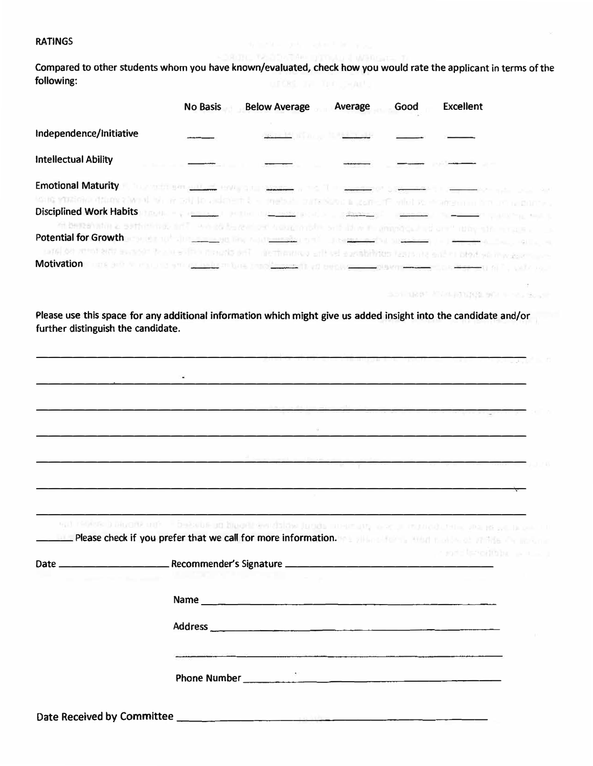RATINGS

**Compared to other students whom you have known/evaluated, check how you would rate the applicant in terms of the following:**

| | No Basis | Below Average | Average | Good | Excellent |
|---|---|---|---|---|---|
| Independence/Initiative | ____ | ____ | ____ | ____ | ____ |
| Intellectual Ability | ____ | ____ | ____ | ____ | ____ |
| Emotional Maturity | ____ | ____ | ____ | ____ | ____ |
| Disciplined Work Habits | ____ | ____ | ____ | ____ | ____ |
| Potential for Growth | ____ | ____ | ____ | ____ | ____ |
| Motivation | ____ | ____ | ____ | ____ | ____ |

**Please use this space for any additional information which might give us added insight into the candidate and/or further distinguish the candidate.**

________________________________________________________________________

________________________________________________________________________

________________________________________________________________________

________________________________________________________________________

________________________________________________________________________

________________________________________________________________________

________________________________________________________________________

_____ **Please check if you prefer that we call for more information.**

**Date** ____________________ **Recommender's Signature** ________________________________

**Name** ________________________________

**Address** ________________________________

________________________________

**Phone Number** ________________________________

**Date Received by Committee** ________________________________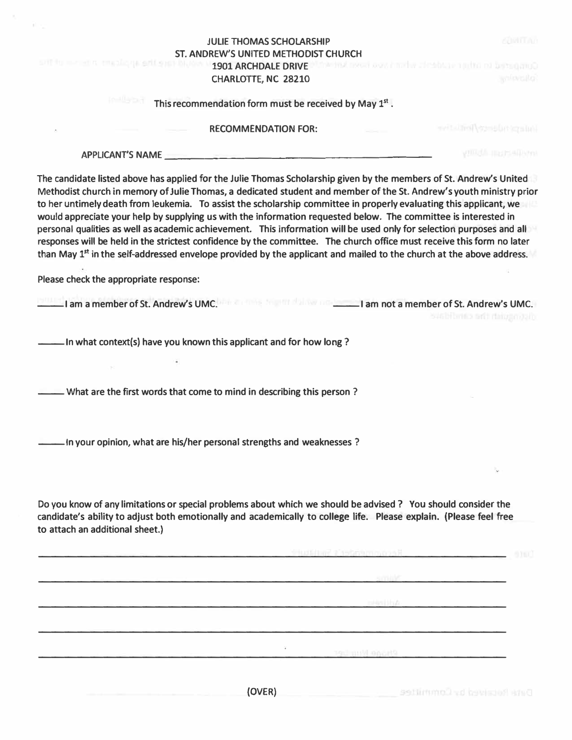JULIE THOMAS SCHOLARSHIP
ST. ANDREW'S UNITED METHODIST CHURCH
1901 ARCHDALE DRIVE
CHARLOTTE, NC 28210

**This recommendation form must be received by May 1st.**

RECOMMENDATION FOR:

APPLICANT'S NAME ______________________________________________

The candidate listed above has applied for the Julie Thomas Scholarship given by the members of St. Andrew's United Methodist church in memory of Julie Thomas, a dedicated student and member of the St. Andrew's youth ministry prior to her untimely death from leukemia. To assist the scholarship committee in properly evaluating this applicant, we would appreciate your help by supplying us with the information requested below. The committee is interested in personal qualities as well as academic achievement. This information will be used only for selection purposes and all responses will be held in the strictest confidence by the committee. The church office must receive this form no later than May 1st in the self-addressed envelope provided by the applicant and mailed to the church at the above address.

Please check the appropriate response:

_____ I am a member of St. Andrew's UMC. _____ I am not a member of St. Andrew's UMC.

_____ In what context(s) have you known this applicant and for how long ?

_____ What are the first words that come to mind in describing this person ?

_____ In your opinion, what are his/her personal strengths and weaknesses ?

Do you know of any limitations or special problems about which we should be advised ? You should consider the candidate's ability to adjust both emotionally and academically to college life. Please explain. (Please feel free to attach an additional sheet.)

______________________________________________________________________

______________________________________________________________________

______________________________________________________________________

______________________________________________________________________

______________________________________________________________________

(OVER)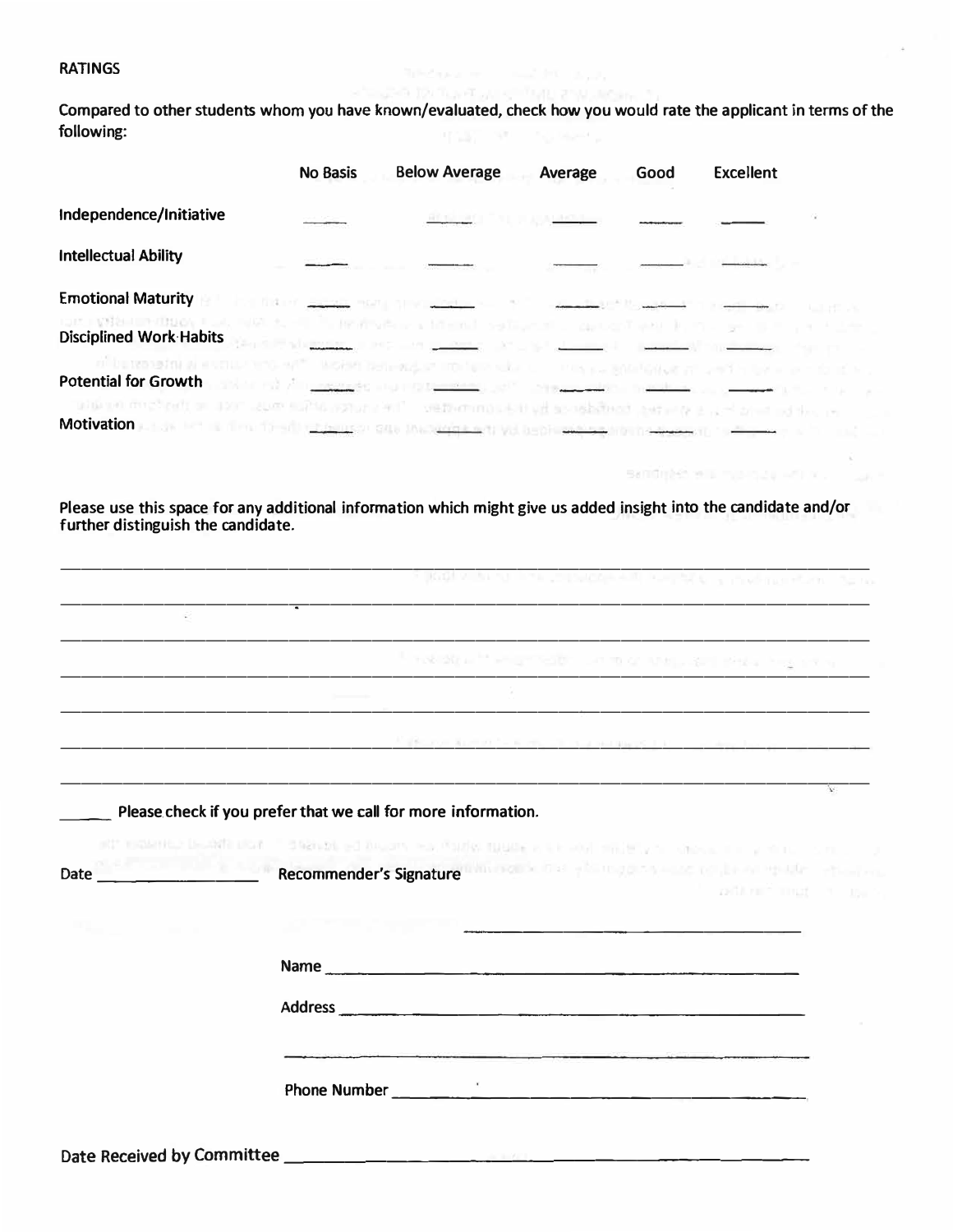RATINGS

**Compared to other students whom you have known/evaluated, check how you would rate the applicant in terms of the following:**

| | No Basis | Below Average | Average | Good | Excellent |
|---|---|---|---|---|---|
| Independence/Initiative | _____ | _____ | _____ | _____ | _____ |
| Intellectual Ability | _____ | _____ | _____ | _____ | _____ |
| Emotional Maturity | _____ | _____ | _____ | _____ | _____ |
| Disciplined Work Habits | _____ | _____ | _____ | _____ | _____ |
| Potential for Growth | _____ | _____ | _____ | _____ | _____ |
| Motivation | _____ | _____ | _____ | _____ | _____ |

**Please use this space for any additional information which might give us added insight into the candidate and/or further distinguish the candidate.**

___________________________________________________________________________

___________________________________________________________________________

___________________________________________________________________________

___________________________________________________________________________

___________________________________________________________________________

___________________________________________________________________________

___________________________________________________________________________

_____ **Please check if you prefer that we call for more information.**

**Date** ________________ **Recommender's Signature** ________________________________

**Name** ________________________________________________

**Address** ______________________________________________

________________________________________________________

**Phone Number** ________________________________________

**Date Received by Committee** ___________________________________________